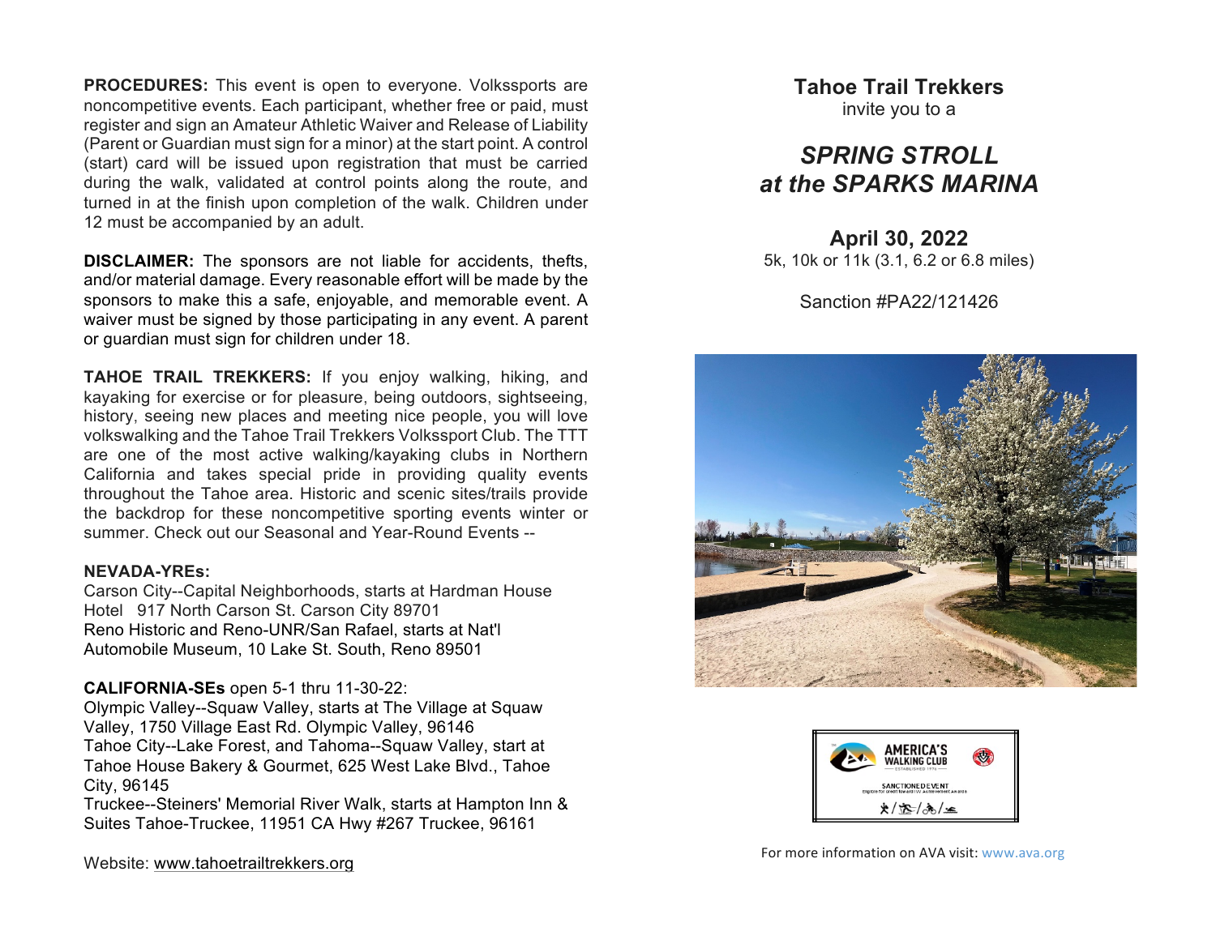**PROCEDURES:** This event is open to everyone. Volkssports are noncompetitive events. Each participant, whether free or paid, must register and sign an Amateur Athletic Waiver and Release of Liability (Parent or Guardian must sign for a minor) at the start point. A control (start) card will be issued upon registration that must be carried during the walk, validated at control points along the route, and turned in at the finish upon completion of the walk. Children under 12 must be accompanied by an adult.

**DISCLAIMER:** The sponsors are not liable for accidents, thefts, and/or material damage. Every reasonable effort will be made by the sponsors to make this a safe, enjoyable, and memorable event. A waiver must be signed by those participating in any event. A parent or guardian must sign for children under 18.

**TAHOE TRAIL TREKKERS:** If you enjoy walking, hiking, and kayaking for exercise or for pleasure, being outdoors, sightseeing, history, seeing new places and meeting nice people, you will love volkswalking and the Tahoe Trail Trekkers Volkssport Club. The TTT are one of the most active walking/kayaking clubs in Northern California and takes special pride in providing quality events throughout the Tahoe area. Historic and scenic sites/trails provide the backdrop for these noncompetitive sporting events winter or summer. Check out our Seasonal and Year-Round Events --

**NEVADA-YREs:**
Carson City--Capital Neighborhoods, starts at Hardman House Hotel 917 North Carson St. Carson City 89701
Reno Historic and Reno-UNR/San Rafael, starts at Nat'l Automobile Museum, 10 Lake St. South, Reno 89501

**CALIFORNIA-SEs** open 5-1 thru 11-30-22:
Olympic Valley--Squaw Valley, starts at The Village at Squaw Valley, 1750 Village East Rd. Olympic Valley, 96146
Tahoe City--Lake Forest, and Tahoma--Squaw Valley, start at Tahoe House Bakery & Gourmet, 625 West Lake Blvd., Tahoe City, 96145
Truckee--Steiners' Memorial River Walk, starts at Hampton Inn & Suites Tahoe-Truckee, 11951 CA Hwy #267 Truckee, 96161

Website: www.tahoetrailtrekkers.org

**Tahoe Trail Trekkers**
invite you to a

# *SPRING STROLL at the SPARKS MARINA*

## April 30, 2022

5k, 10k or 11k (3.1, 6.2 or 6.8 miles)

Sanction #PA22/121426

AMERICA'S WALKING CLUB
SANCTIONED EVENT

For more information on AVA visit: www.ava.org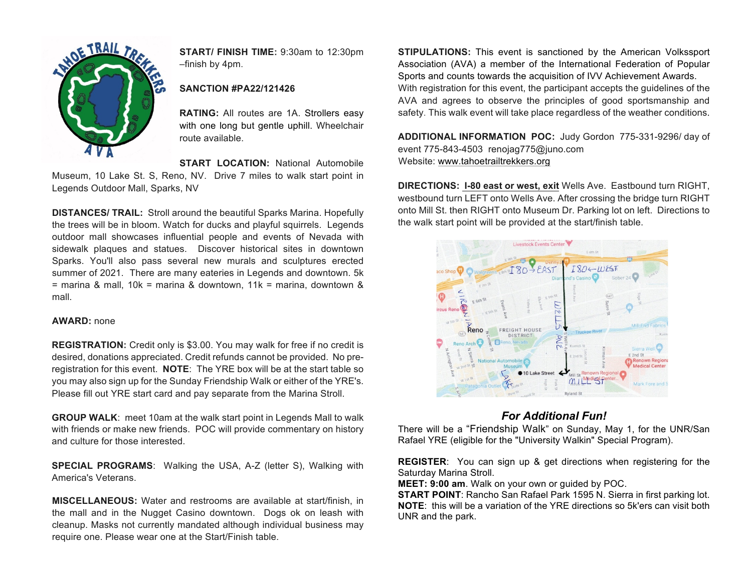**START/ FINISH TIME:** 9:30am to 12:30pm –finish by 4pm.

**SANCTION #PA22/121426**

**RATING:** All routes are 1A. Strollers easy with one long but gentle uphill. Wheelchair route available.

**START LOCATION:** National Automobile Museum, 10 Lake St. S, Reno, NV. Drive 7 miles to walk start point in Legends Outdoor Mall, Sparks, NV

**DISTANCES/ TRAIL:** Stroll around the beautiful Sparks Marina. Hopefully the trees will be in bloom. Watch for ducks and playful squirrels. Legends outdoor mall showcases influential people and events of Nevada with sidewalk plaques and statues. Discover historical sites in downtown Sparks. You'll also pass several new murals and sculptures erected summer of 2021. There are many eateries in Legends and downtown. 5k = marina & mall, 10k = marina & downtown, 11k = marina, downtown & mall.

**AWARD:** none

**REGISTRATION:** Credit only is $3.00. You may walk for free if no credit is desired, donations appreciated. Credit refunds cannot be provided. No pre-registration for this event. **NOTE**: The YRE box will be at the start table so you may also sign up for the Sunday Friendship Walk or either of the YRE's. Please fill out YRE start card and pay separate from the Marina Stroll.

**GROUP WALK**: meet 10am at the walk start point in Legends Mall to walk with friends or make new friends. POC will provide commentary on history and culture for those interested.

**SPECIAL PROGRAMS**: Walking the USA, A-Z (letter S), Walking with America's Veterans.

**MISCELLANEOUS:** Water and restrooms are available at start/finish, in the mall and in the Nugget Casino downtown. Dogs ok on leash with cleanup. Masks not currently mandated although individual business may require one. Please wear one at the Start/Finish table.

**STIPULATIONS:** This event is sanctioned by the American Volkssport Association (AVA) a member of the International Federation of Popular Sports and counts towards the acquisition of IVV Achievement Awards. With registration for this event, the participant accepts the guidelines of the AVA and agrees to observe the principles of good sportsmanship and safety. This walk event will take place regardless of the weather conditions.

**ADDITIONAL INFORMATION POC:** Judy Gordon 775-331-9296/ day of event 775-843-4503 renojag775@juno.com
Website: www.tahoetrailtrekkers.org

**DIRECTIONS:** **I-80 east or west, exit** Wells Ave. Eastbound turn RIGHT, westbound turn LEFT onto Wells Ave. After crossing the bridge turn RIGHT onto Mill St. then RIGHT onto Museum Dr. Parking lot on left. Directions to the walk start point will be provided at the start/finish table.

***For Additional Fun!***

There will be a "Friendship Walk" on Sunday, May 1, for the UNR/San Rafael YRE (eligible for the "University Walkin" Special Program).

**REGISTER**: You can sign up & get directions when registering for the Saturday Marina Stroll.
**MEET: 9:00 am**. Walk on your own or guided by POC.
**START POINT**: Rancho San Rafael Park 1595 N. Sierra in first parking lot.
**NOTE**: this will be a variation of the YRE directions so 5k'ers can visit both UNR and the park.